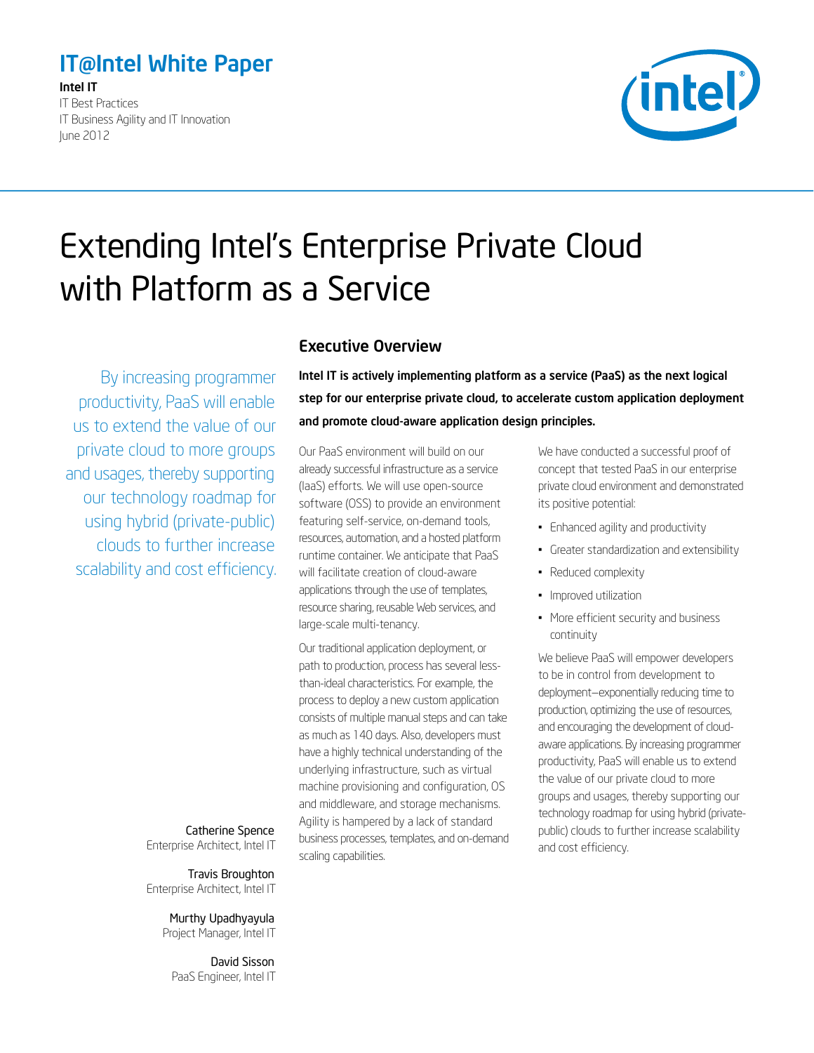**IT@Intel White Paper**

**Intel IT**
IT Best Practices
IT Business Agility and IT Innovation
June 2012

# Extending Intel's Enterprise Private Cloud with Platform as a Service

By increasing programmer productivity, PaaS will enable us to extend the value of our private cloud to more groups and usages, thereby supporting our technology roadmap for using hybrid (private-public) clouds to further increase scalability and cost efficiency.

Catherine Spence
Enterprise Architect, Intel IT

Travis Broughton
Enterprise Architect, Intel IT

Murthy Upadhyayula
Project Manager, Intel IT

David Sisson
PaaS Engineer, Intel IT

## Executive Overview

**Intel IT is actively implementing platform as a service (PaaS) as the next logical step for our enterprise private cloud, to accelerate custom application deployment and promote cloud-aware application design principles.**

Our PaaS environment will build on our already successful infrastructure as a service (IaaS) efforts. We will use open-source software (OSS) to provide an environment featuring self-service, on-demand tools, resources, automation, and a hosted platform runtime container. We anticipate that PaaS will facilitate creation of cloud-aware applications through the use of templates, resource sharing, reusable Web services, and large-scale multi-tenancy.

Our traditional application deployment, or path to production, process has several less-than-ideal characteristics. For example, the process to deploy a new custom application consists of multiple manual steps and can take as much as 140 days. Also, developers must have a highly technical understanding of the underlying infrastructure, such as virtual machine provisioning and configuration, OS and middleware, and storage mechanisms. Agility is hampered by a lack of standard business processes, templates, and on-demand scaling capabilities.

We have conducted a successful proof of concept that tested PaaS in our enterprise private cloud environment and demonstrated its positive potential:

- Enhanced agility and productivity
- Greater standardization and extensibility
- Reduced complexity
- Improved utilization
- More efficient security and business continuity

We believe PaaS will empower developers to be in control from development to deployment—exponentially reducing time to production, optimizing the use of resources, and encouraging the development of cloud-aware applications. By increasing programmer productivity, PaaS will enable us to extend the value of our private cloud to more groups and usages, thereby supporting our technology roadmap for using hybrid (private-public) clouds to further increase scalability and cost efficiency.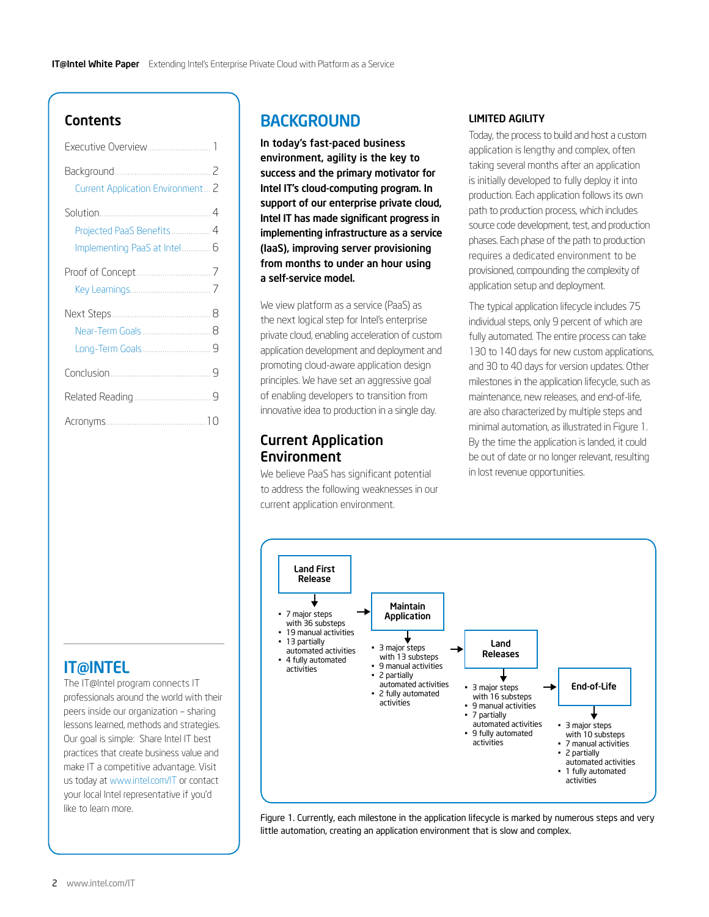## Contents

- Executive Overview ... 1
- Background ... 2
  - Current Application Environment ... 2
- Solution ... 4
  - Projected PaaS Benefits ... 4
  - Implementing PaaS at Intel ... 6
- Proof of Concept ... 7
  - Key Learnings ... 7
- Next Steps ... 8
  - Near-Term Goals ... 8
  - Long-Term Goals ... 9
- Conclusion ... 9
- Related Reading ... 9
- Acronyms ... 10

## IT@INTEL

The IT@Intel program connects IT professionals around the world with their peers inside our organization – sharing lessons learned, methods and strategies. Our goal is simple: Share Intel IT best practices that create business value and make IT a competitive advantage. Visit us today at www.intel.com/IT or contact your local Intel representative if you'd like to learn more.

# BACKGROUND

**In today's fast-paced business environment, agility is the key to success and the primary motivator for Intel IT's cloud-computing program. In support of our enterprise private cloud, Intel IT has made significant progress in implementing infrastructure as a service (IaaS), improving server provisioning from months to under an hour using a self-service model.**

We view platform as a service (PaaS) as the next logical step for Intel's enterprise private cloud, enabling acceleration of custom application development and deployment and promoting cloud-aware application design principles. We have set an aggressive goal of enabling developers to transition from innovative idea to production in a single day.

## Current Application Environment

We believe PaaS has significant potential to address the following weaknesses in our current application environment.

### LIMITED AGILITY

Today, the process to build and host a custom application is lengthy and complex, often taking several months after an application is initially developed to fully deploy it into production. Each application follows its own path to production process, which includes source code development, test, and production phases. Each phase of the path to production requires a dedicated environment to be provisioned, compounding the complexity of application setup and deployment.

The typical application lifecycle includes 75 individual steps, only 9 percent of which are fully automated. The entire process can take 130 to 140 days for new custom applications, and 30 to 40 days for version updates. Other milestones in the application lifecycle, such as maintenance, new releases, and end-of-life, are also characterized by multiple steps and minimal automation, as illustrated in Figure 1. By the time the application is landed, it could be out of date or no longer relevant, resulting in lost revenue opportunities.

**Land First Release**
- 7 major steps with 36 substeps
- 19 manual activities
- 13 partially automated activities
- 4 fully automated activities

**Maintain Application**
- 3 major steps with 13 substeps
- 9 manual activities
- 2 partially automated activities
- 2 fully automated activities

**Land Releases**
- 3 major steps with 16 substeps
- 9 manual activities
- 7 partially automated activities
- 9 fully automated activities

**End-of-Life**
- 3 major steps with 10 substeps
- 7 manual activities
- 2 partially automated activities
- 1 fully automated activities

Figure 1. Currently, each milestone in the application lifecycle is marked by numerous steps and very little automation, creating an application environment that is slow and complex.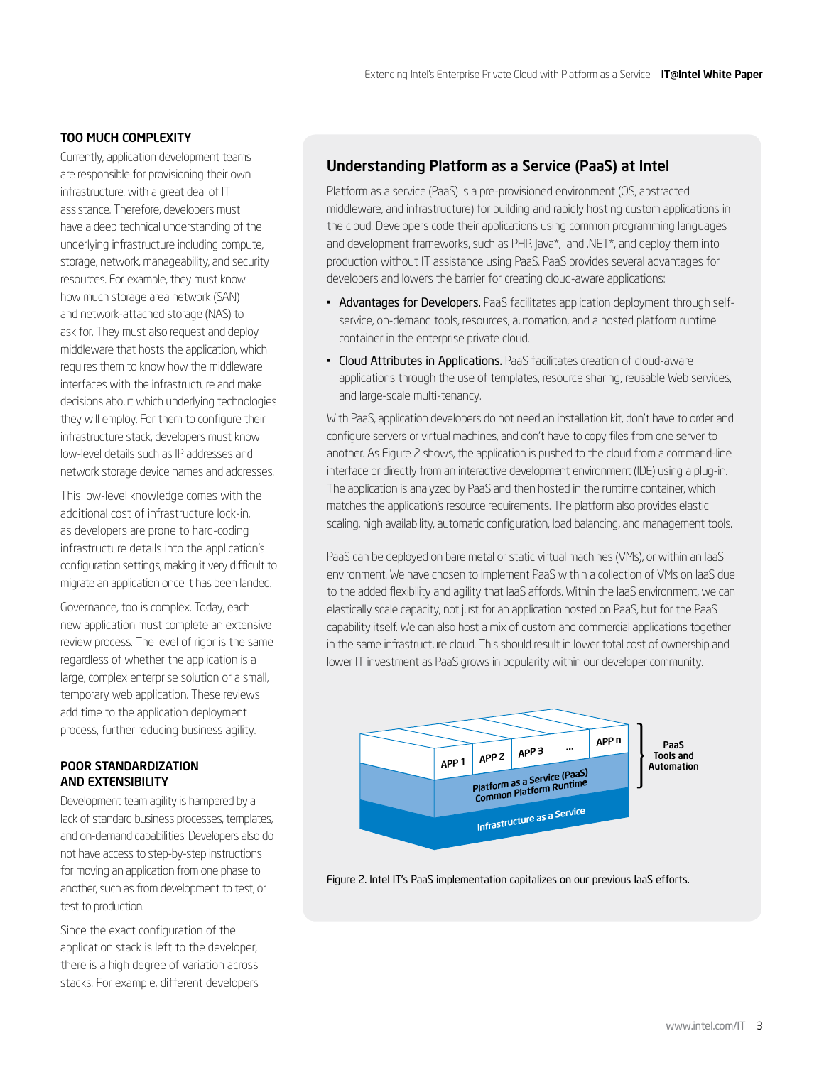### TOO MUCH COMPLEXITY

Currently, application development teams are responsible for provisioning their own infrastructure, with a great deal of IT assistance. Therefore, developers must have a deep technical understanding of the underlying infrastructure including compute, storage, network, manageability, and security resources. For example, they must know how much storage area network (SAN) and network-attached storage (NAS) to ask for. They must also request and deploy middleware that hosts the application, which requires them to know how the middleware interfaces with the infrastructure and make decisions about which underlying technologies they will employ. For them to configure their infrastructure stack, developers must know low-level details such as IP addresses and network storage device names and addresses.

This low-level knowledge comes with the additional cost of infrastructure lock-in, as developers are prone to hard-coding infrastructure details into the application's configuration settings, making it very difficult to migrate an application once it has been landed.

Governance, too is complex. Today, each new application must complete an extensive review process. The level of rigor is the same regardless of whether the application is a large, complex enterprise solution or a small, temporary web application. These reviews add time to the application deployment process, further reducing business agility.

### POOR STANDARDIZATION AND EXTENSIBILITY

Development team agility is hampered by a lack of standard business processes, templates, and on-demand capabilities. Developers also do not have access to step-by-step instructions for moving an application from one phase to another, such as from development to test, or test to production.

Since the exact configuration of the application stack is left to the developer, there is a high degree of variation across stacks. For example, different developers

## Understanding Platform as a Service (PaaS) at Intel

Platform as a service (PaaS) is a pre-provisioned environment (OS, abstracted middleware, and infrastructure) for building and rapidly hosting custom applications in the cloud. Developers code their applications using common programming languages and development frameworks, such as PHP, Java*, and .NET*, and deploy them into production without IT assistance using PaaS. PaaS provides several advantages for developers and lowers the barrier for creating cloud-aware applications:

- Advantages for Developers. PaaS facilitates application deployment through self-service, on-demand tools, resources, automation, and a hosted platform runtime container in the enterprise private cloud.
- Cloud Attributes in Applications. PaaS facilitates creation of cloud-aware applications through the use of templates, resource sharing, reusable Web services, and large-scale multi-tenancy.

With PaaS, application developers do not need an installation kit, don't have to order and configure servers or virtual machines, and don't have to copy files from one server to another. As Figure 2 shows, the application is pushed to the cloud from a command-line interface or directly from an interactive development environment (IDE) using a plug-in. The application is analyzed by PaaS and then hosted in the runtime container, which matches the application's resource requirements. The platform also provides elastic scaling, high availability, automatic configuration, load balancing, and management tools.

PaaS can be deployed on bare metal or static virtual machines (VMs), or within an IaaS environment. We have chosen to implement PaaS within a collection of VMs on IaaS due to the added flexibility and agility that IaaS affords. Within the IaaS environment, we can elastically scale capacity, not just for an application hosted on PaaS, but for the PaaS capability itself. We can also host a mix of custom and commercial applications together in the same infrastructure cloud. This should result in lower total cost of ownership and lower IT investment as PaaS grows in popularity within our developer community.

APP 1 | APP 2 | APP 3 | ... | APP n — PaaS Tools and Automation

Platform as a Service (PaaS) Common Platform Runtime

Infrastructure as a Service

Figure 2. Intel IT's PaaS implementation capitalizes on our previous IaaS efforts.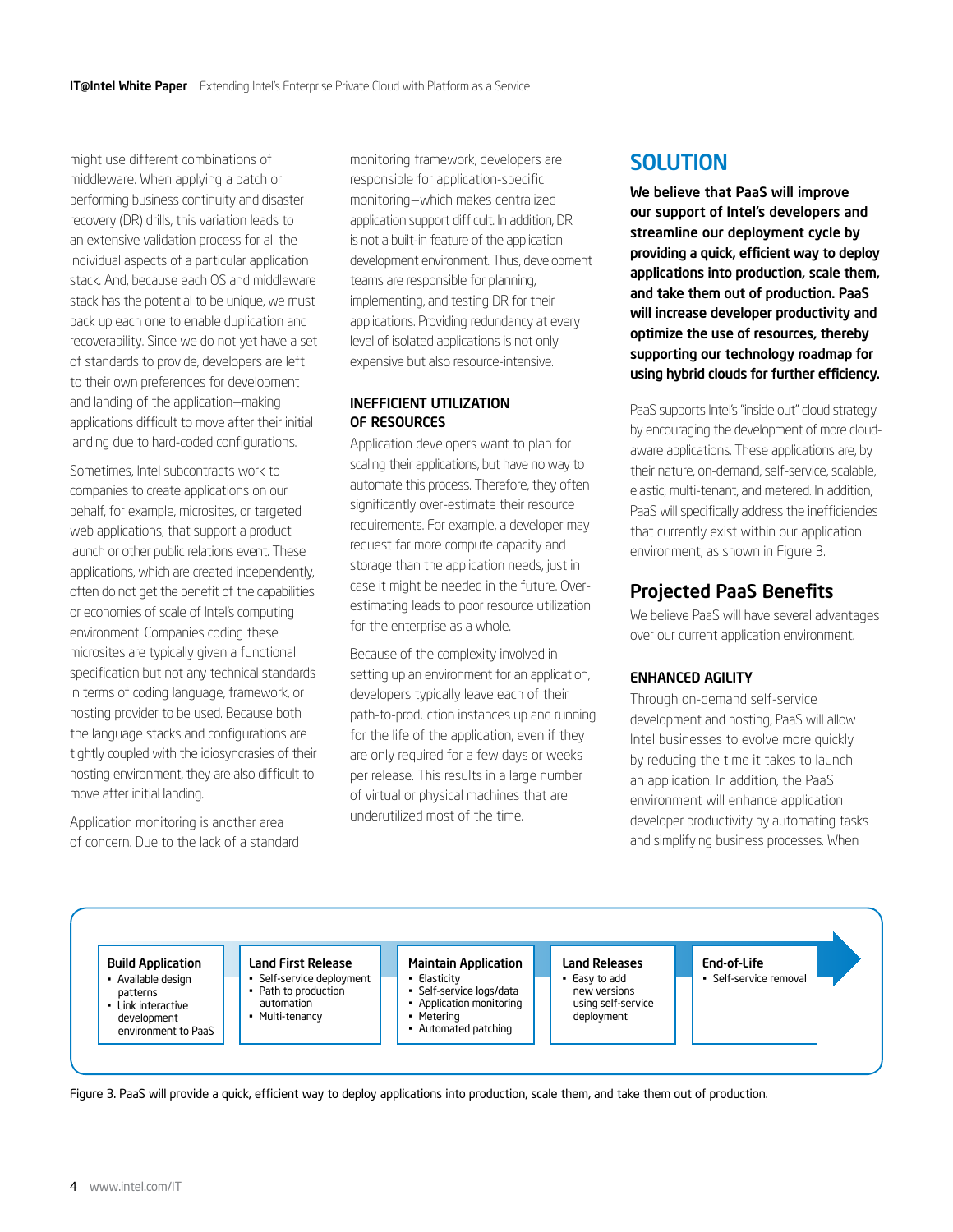might use different combinations of middleware. When applying a patch or performing business continuity and disaster recovery (DR) drills, this variation leads to an extensive validation process for all the individual aspects of a particular application stack. And, because each OS and middleware stack has the potential to be unique, we must back up each one to enable duplication and recoverability. Since we do not yet have a set of standards to provide, developers are left to their own preferences for development and landing of the application—making applications difficult to move after their initial landing due to hard-coded configurations.

Sometimes, Intel subcontracts work to companies to create applications on our behalf, for example, microsites, or targeted web applications, that support a product launch or other public relations event. These applications, which are created independently, often do not get the benefit of the capabilities or economies of scale of Intel's computing environment. Companies coding these microsites are typically given a functional specification but not any technical standards in terms of coding language, framework, or hosting provider to be used. Because both the language stacks and configurations are tightly coupled with the idiosyncrasies of their hosting environment, they are also difficult to move after initial landing.

Application monitoring is another area of concern. Due to the lack of a standard monitoring framework, developers are responsible for application-specific monitoring—which makes centralized application support difficult. In addition, DR is not a built-in feature of the application development environment. Thus, development teams are responsible for planning, implementing, and testing DR for their applications. Providing redundancy at every level of isolated applications is not only expensive but also resource-intensive.

### INEFFICIENT UTILIZATION OF RESOURCES

Application developers want to plan for scaling their applications, but have no way to automate this process. Therefore, they often significantly over-estimate their resource requirements. For example, a developer may request far more compute capacity and storage than the application needs, just in case it might be needed in the future. Over-estimating leads to poor resource utilization for the enterprise as a whole.

Because of the complexity involved in setting up an environment for an application, developers typically leave each of their path-to-production instances up and running for the life of the application, even if they are only required for a few days or weeks per release. This results in a large number of virtual or physical machines that are underutilized most of the time.

# SOLUTION

**We believe that PaaS will improve our support of Intel's developers and streamline our deployment cycle by providing a quick, efficient way to deploy applications into production, scale them, and take them out of production. PaaS will increase developer productivity and optimize the use of resources, thereby supporting our technology roadmap for using hybrid clouds for further efficiency.**

PaaS supports Intel's "inside out" cloud strategy by encouraging the development of more cloud-aware applications. These applications are, by their nature, on-demand, self-service, scalable, elastic, multi-tenant, and metered. In addition, PaaS will specifically address the inefficiencies that currently exist within our application environment, as shown in Figure 3.

## Projected PaaS Benefits

We believe PaaS will have several advantages over our current application environment.

### ENHANCED AGILITY

Through on-demand self-service development and hosting, PaaS will allow Intel businesses to evolve more quickly by reducing the time it takes to launch an application. In addition, the PaaS environment will enhance application developer productivity by automating tasks and simplifying business processes. When

| Build Application | Land First Release | Maintain Application | Land Releases | End-of-Life |
|---|---|---|---|---|
| • Available design patterns<br>• Link interactive development environment to PaaS | • Self-service deployment<br>• Path to production automation<br>• Multi-tenancy | • Elasticity<br>• Self-service logs/data<br>• Application monitoring<br>• Metering<br>• Automated patching | • Easy to add new versions using self-service deployment | • Self-service removal |

Figure 3. PaaS will provide a quick, efficient way to deploy applications into production, scale them, and take them out of production.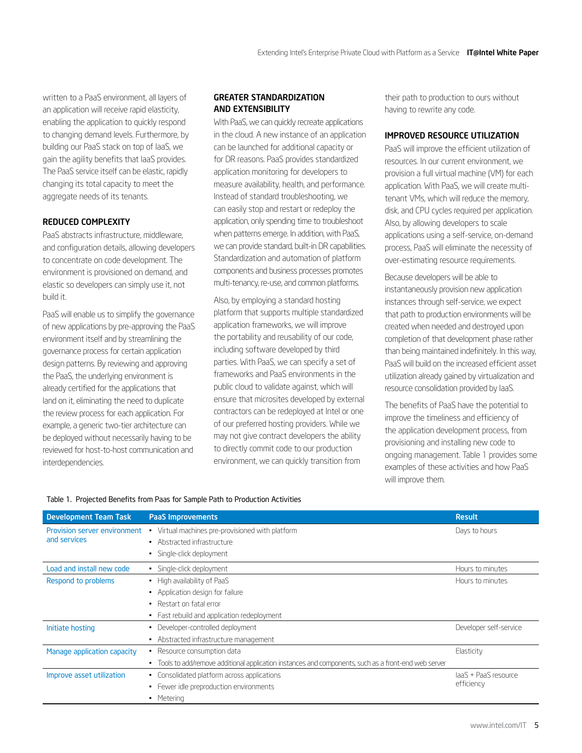written to a PaaS environment, all layers of an application will receive rapid elasticity, enabling the application to quickly respond to changing demand levels. Furthermore, by building our PaaS stack on top of IaaS, we gain the agility benefits that IaaS provides. The PaaS service itself can be elastic, rapidly changing its total capacity to meet the aggregate needs of its tenants.

## REDUCED COMPLEXITY

PaaS abstracts infrastructure, middleware, and configuration details, allowing developers to concentrate on code development. The environment is provisioned on demand, and elastic so developers can simply use it, not build it.

PaaS will enable us to simplify the governance of new applications by pre-approving the PaaS environment itself and by streamlining the governance process for certain application design patterns. By reviewing and approving the PaaS, the underlying environment is already certified for the applications that land on it, eliminating the need to duplicate the review process for each application. For example, a generic two-tier architecture can be deployed without necessarily having to be reviewed for host-to-host communication and interdependencies.

## GREATER STANDARDIZATION AND EXTENSIBILITY

With PaaS, we can quickly recreate applications in the cloud. A new instance of an application can be launched for additional capacity or for DR reasons. PaaS provides standardized application monitoring for developers to measure availability, health, and performance. Instead of standard troubleshooting, we can easily stop and restart or redeploy the application, only spending time to troubleshoot when patterns emerge. In addition, with PaaS, we can provide standard, built-in DR capabilities. Standardization and automation of platform components and business processes promotes multi-tenancy, re-use, and common platforms.

Also, by employing a standard hosting platform that supports multiple standardized application frameworks, we will improve the portability and reusability of our code, including software developed by third parties. With PaaS, we can specify a set of frameworks and PaaS environments in the public cloud to validate against, which will ensure that microsites developed by external contractors can be redeployed at Intel or one of our preferred hosting providers. While we may not give contract developers the ability to directly commit code to our production environment, we can quickly transition from their path to production to ours without having to rewrite any code.

## IMPROVED RESOURCE UTILIZATION

PaaS will improve the efficient utilization of resources. In our current environment, we provision a full virtual machine (VM) for each application. With PaaS, we will create multi-tenant VMs, which will reduce the memory, disk, and CPU cycles required per application. Also, by allowing developers to scale applications using a self-service, on-demand process, PaaS will eliminate the necessity of over-estimating resource requirements.

Because developers will be able to instantaneously provision new application instances through self-service, we expect that path to production environments will be created when needed and destroyed upon completion of that development phase rather than being maintained indefinitely. In this way, PaaS will build on the increased efficient asset utilization already gained by virtualization and resource consolidation provided by IaaS.

The benefits of PaaS have the potential to improve the timeliness and efficiency of the application development process, from provisioning and installing new code to ongoing management. Table 1 provides some examples of these activities and how PaaS will improve them.

Table 1. Projected Benefits from Paas for Sample Path to Production Activities

| Development Team Task | PaaS Improvements | Result |
|---|---|---|
| Provision server environment and services | • Virtual machines pre-provisioned with platform<br>• Abstracted infrastructure<br>• Single-click deployment | Days to hours |
| Load and install new code | • Single-click deployment | Hours to minutes |
| Respond to problems | • High availability of PaaS<br>• Application design for failure<br>• Restart on fatal error<br>• Fast rebuild and application redeployment | Hours to minutes |
| Initiate hosting | • Developer-controlled deployment<br>• Abstracted infrastructure management | Developer self-service |
| Manage application capacity | • Resource consumption data<br>• Tools to add/remove additional application instances and components, such as a front-end web server | Elasticity |
| Improve asset utilization | • Consolidated platform across applications<br>• Fewer idle preproduction environments<br>• Metering | IaaS + PaaS resource efficiency |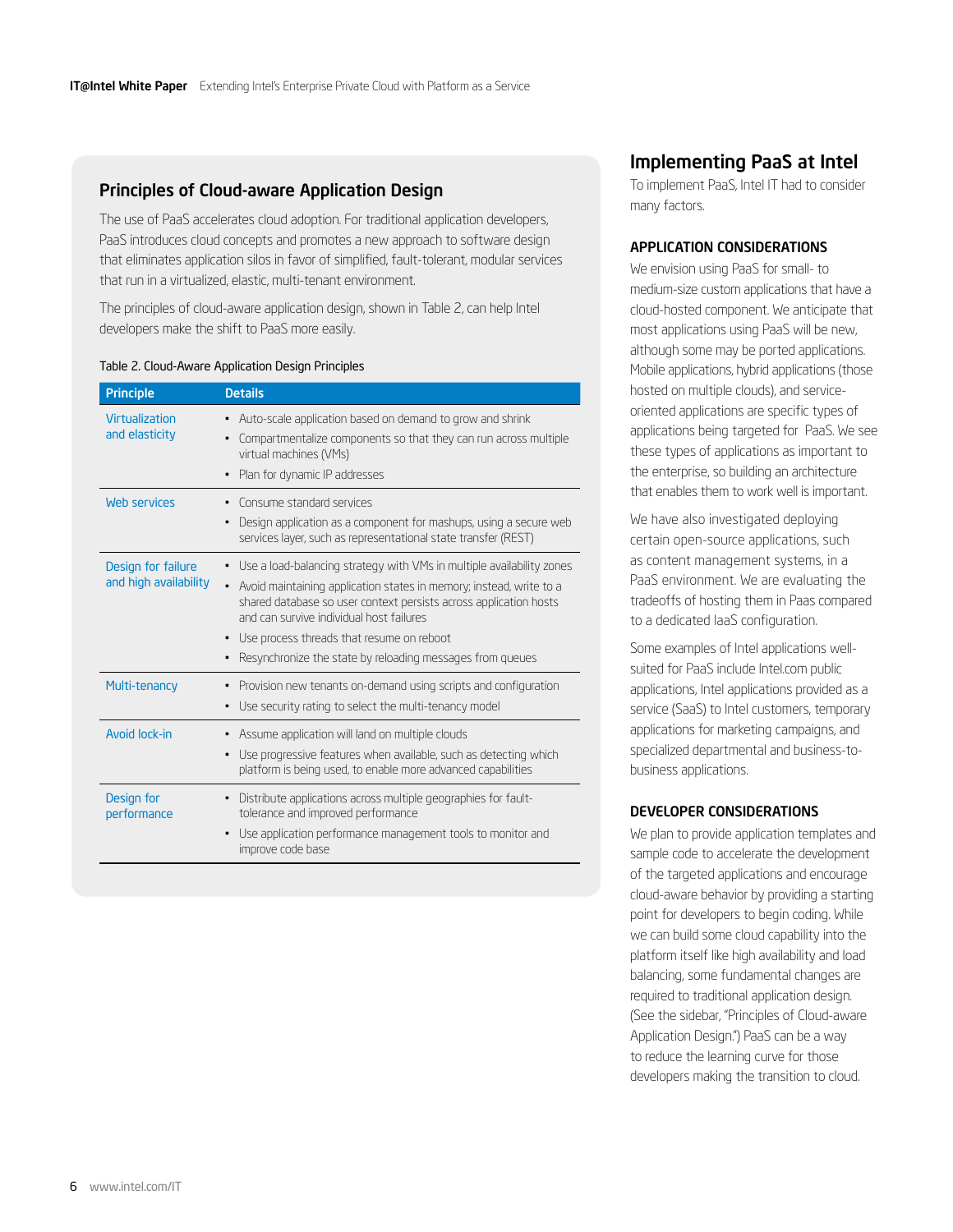## Principles of Cloud-aware Application Design

The use of PaaS accelerates cloud adoption. For traditional application developers, PaaS introduces cloud concepts and promotes a new approach to software design that eliminates application silos in favor of simplified, fault-tolerant, modular services that run in a virtualized, elastic, multi-tenant environment.

The principles of cloud-aware application design, shown in Table 2, can help Intel developers make the shift to PaaS more easily.

Table 2. Cloud-Aware Application Design Principles

| Principle | Details |
|---|---|
| Virtualization and elasticity | • Auto-scale application based on demand to grow and shrink<br>• Compartmentalize components so that they can run across multiple virtual machines (VMs)<br>• Plan for dynamic IP addresses |
| Web services | • Consume standard services<br>• Design application as a component for mashups, using a secure web services layer, such as representational state transfer (REST) |
| Design for failure and high availability | • Use a load-balancing strategy with VMs in multiple availability zones<br>• Avoid maintaining application states in memory; instead, write to a shared database so user context persists across application hosts and can survive individual host failures<br>• Use process threads that resume on reboot<br>• Resynchronize the state by reloading messages from queues |
| Multi-tenancy | • Provision new tenants on-demand using scripts and configuration<br>• Use security rating to select the multi-tenancy model |
| Avoid lock-in | • Assume application will land on multiple clouds<br>• Use progressive features when available, such as detecting which platform is being used, to enable more advanced capabilities |
| Design for performance | • Distribute applications across multiple geographies for fault-tolerance and improved performance<br>• Use application performance management tools to monitor and improve code base |

## Implementing PaaS at Intel

To implement PaaS, Intel IT had to consider many factors.

### APPLICATION CONSIDERATIONS

We envision using PaaS for small- to medium-size custom applications that have a cloud-hosted component. We anticipate that most applications using PaaS will be new, although some may be ported applications. Mobile applications, hybrid applications (those hosted on multiple clouds), and service-oriented applications are specific types of applications being targeted for PaaS. We see these types of applications as important to the enterprise, so building an architecture that enables them to work well is important.

We have also investigated deploying certain open-source applications, such as content management systems, in a PaaS environment. We are evaluating the tradeoffs of hosting them in Paas compared to a dedicated IaaS configuration.

Some examples of Intel applications well-suited for PaaS include Intel.com public applications, Intel applications provided as a service (SaaS) to Intel customers, temporary applications for marketing campaigns, and specialized departmental and business-to-business applications.

### DEVELOPER CONSIDERATIONS

We plan to provide application templates and sample code to accelerate the development of the targeted applications and encourage cloud-aware behavior by providing a starting point for developers to begin coding. While we can build some cloud capability into the platform itself like high availability and load balancing, some fundamental changes are required to traditional application design. (See the sidebar, "Principles of Cloud-aware Application Design.") PaaS can be a way to reduce the learning curve for those developers making the transition to cloud.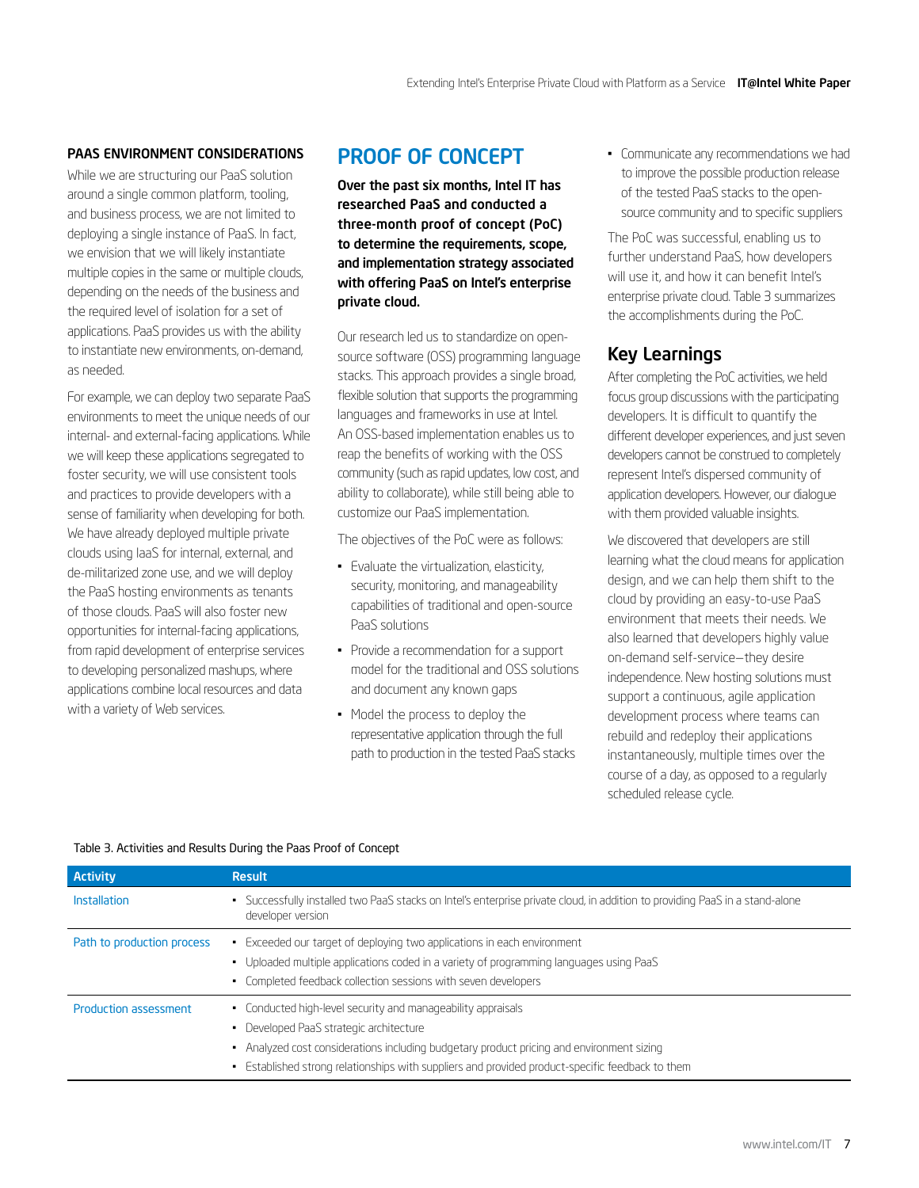### PAAS ENVIRONMENT CONSIDERATIONS

While we are structuring our PaaS solution around a single common platform, tooling, and business process, we are not limited to deploying a single instance of PaaS. In fact, we envision that we will likely instantiate multiple copies in the same or multiple clouds, depending on the needs of the business and the required level of isolation for a set of applications. PaaS provides us with the ability to instantiate new environments, on-demand, as needed.

For example, we can deploy two separate PaaS environments to meet the unique needs of our internal- and external-facing applications. While we will keep these applications segregated to foster security, we will use consistent tools and practices to provide developers with a sense of familiarity when developing for both. We have already deployed multiple private clouds using IaaS for internal, external, and de-militarized zone use, and we will deploy the PaaS hosting environments as tenants of those clouds. PaaS will also foster new opportunities for internal-facing applications, from rapid development of enterprise services to developing personalized mashups, where applications combine local resources and data with a variety of Web services.

## PROOF OF CONCEPT

**Over the past six months, Intel IT has researched PaaS and conducted a three-month proof of concept (PoC) to determine the requirements, scope, and implementation strategy associated with offering PaaS on Intel's enterprise private cloud.**

Our research led us to standardize on open-source software (OSS) programming language stacks. This approach provides a single broad, flexible solution that supports the programming languages and frameworks in use at Intel. An OSS-based implementation enables us to reap the benefits of working with the OSS community (such as rapid updates, low cost, and ability to collaborate), while still being able to customize our PaaS implementation.

The objectives of the PoC were as follows:

- Evaluate the virtualization, elasticity, security, monitoring, and manageability capabilities of traditional and open-source PaaS solutions
- Provide a recommendation for a support model for the traditional and OSS solutions and document any known gaps
- Model the process to deploy the representative application through the full path to production in the tested PaaS stacks
- Communicate any recommendations we had to improve the possible production release of the tested PaaS stacks to the open-source community and to specific suppliers

The PoC was successful, enabling us to further understand PaaS, how developers will use it, and how it can benefit Intel's enterprise private cloud. Table 3 summarizes the accomplishments during the PoC.

### Key Learnings

After completing the PoC activities, we held focus group discussions with the participating developers. It is difficult to quantify the different developer experiences, and just seven developers cannot be construed to completely represent Intel's dispersed community of application developers. However, our dialogue with them provided valuable insights.

We discovered that developers are still learning what the cloud means for application design, and we can help them shift to the cloud by providing an easy-to-use PaaS environment that meets their needs. We also learned that developers highly value on-demand self-service—they desire independence. New hosting solutions must support a continuous, agile application development process where teams can rebuild and redeploy their applications instantaneously, multiple times over the course of a day, as opposed to a regularly scheduled release cycle.

Table 3. Activities and Results During the Paas Proof of Concept

| Activity | Result |
|---|---|
| Installation | • Successfully installed two PaaS stacks on Intel's enterprise private cloud, in addition to providing PaaS in a stand-alone developer version |
| Path to production process | • Exceeded our target of deploying two applications in each environment<br>• Uploaded multiple applications coded in a variety of programming languages using PaaS<br>• Completed feedback collection sessions with seven developers |
| Production assessment | • Conducted high-level security and manageability appraisals<br>• Developed PaaS strategic architecture<br>• Analyzed cost considerations including budgetary product pricing and environment sizing<br>• Established strong relationships with suppliers and provided product-specific feedback to them |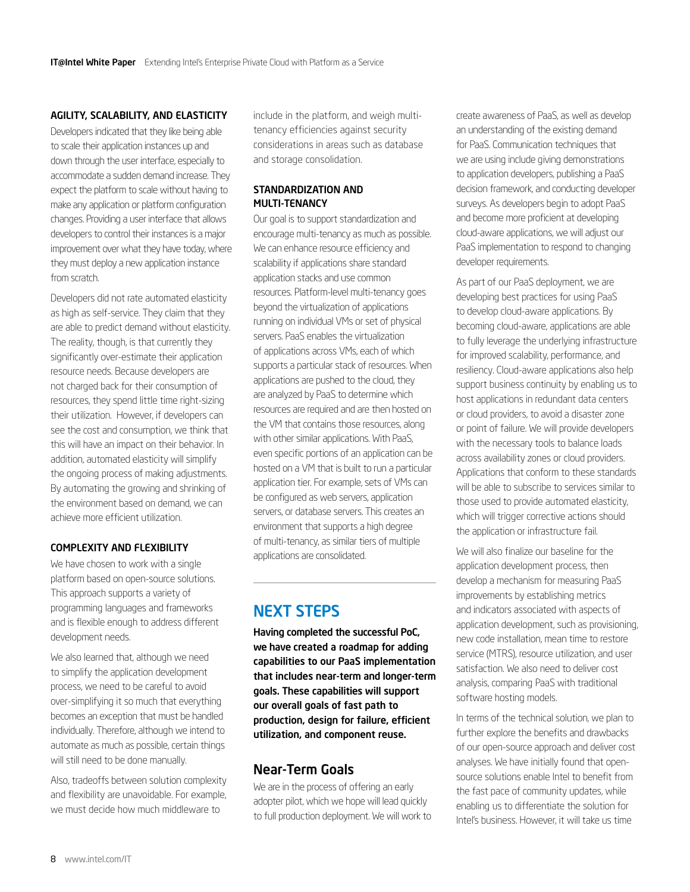### AGILITY, SCALABILITY, AND ELASTICITY

Developers indicated that they like being able to scale their application instances up and down through the user interface, especially to accommodate a sudden demand increase. They expect the platform to scale without having to make any application or platform configuration changes. Providing a user interface that allows developers to control their instances is a major improvement over what they have today, where they must deploy a new application instance from scratch.

Developers did not rate automated elasticity as high as self-service. They claim that they are able to predict demand without elasticity. The reality, though, is that currently they significantly over-estimate their application resource needs. Because developers are not charged back for their consumption of resources, they spend little time right-sizing their utilization. However, if developers can see the cost and consumption, we think that this will have an impact on their behavior. In addition, automated elasticity will simplify the ongoing process of making adjustments. By automating the growing and shrinking of the environment based on demand, we can achieve more efficient utilization.

### COMPLEXITY AND FLEXIBILITY

We have chosen to work with a single platform based on open-source solutions. This approach supports a variety of programming languages and frameworks and is flexible enough to address different development needs.

We also learned that, although we need to simplify the application development process, we need to be careful to avoid over-simplifying it so much that everything becomes an exception that must be handled individually. Therefore, although we intend to automate as much as possible, certain things will still need to be done manually.

Also, tradeoffs between solution complexity and flexibility are unavoidable. For example, we must decide how much middleware to include in the platform, and weigh multi-tenancy efficiencies against security considerations in areas such as database and storage consolidation.

### STANDARDIZATION AND MULTI-TENANCY

Our goal is to support standardization and encourage multi-tenancy as much as possible. We can enhance resource efficiency and scalability if applications share standard application stacks and use common resources. Platform-level multi-tenancy goes beyond the virtualization of applications running on individual VMs or set of physical servers. PaaS enables the virtualization of applications across VMs, each of which supports a particular stack of resources. When applications are pushed to the cloud, they are analyzed by PaaS to determine which resources are required and are then hosted on the VM that contains those resources, along with other similar applications. With PaaS, even specific portions of an application can be hosted on a VM that is built to run a particular application tier. For example, sets of VMs can be configured as web servers, application servers, or database servers. This creates an environment that supports a high degree of multi-tenancy, as similar tiers of multiple applications are consolidated.

## NEXT STEPS

**Having completed the successful PoC, we have created a roadmap for adding capabilities to our PaaS implementation that includes near-term and longer-term goals. These capabilities will support our overall goals of fast path to production, design for failure, efficient utilization, and component reuse.**

### Near-Term Goals

We are in the process of offering an early adopter pilot, which we hope will lead quickly to full production deployment. We will work to create awareness of PaaS, as well as develop an understanding of the existing demand for PaaS. Communication techniques that we are using include giving demonstrations to application developers, publishing a PaaS decision framework, and conducting developer surveys. As developers begin to adopt PaaS and become more proficient at developing cloud-aware applications, we will adjust our PaaS implementation to respond to changing developer requirements.

As part of our PaaS deployment, we are developing best practices for using PaaS to develop cloud-aware applications. By becoming cloud-aware, applications are able to fully leverage the underlying infrastructure for improved scalability, performance, and resiliency. Cloud-aware applications also help support business continuity by enabling us to host applications in redundant data centers or cloud providers, to avoid a disaster zone or point of failure. We will provide developers with the necessary tools to balance loads across availability zones or cloud providers. Applications that conform to these standards will be able to subscribe to services similar to those used to provide automated elasticity, which will trigger corrective actions should the application or infrastructure fail.

We will also finalize our baseline for the application development process, then develop a mechanism for measuring PaaS improvements by establishing metrics and indicators associated with aspects of application development, such as provisioning, new code installation, mean time to restore service (MTRS), resource utilization, and user satisfaction. We also need to deliver cost analysis, comparing PaaS with traditional software hosting models.

In terms of the technical solution, we plan to further explore the benefits and drawbacks of our open-source approach and deliver cost analyses. We have initially found that open-source solutions enable Intel to benefit from the fast pace of community updates, while enabling us to differentiate the solution for Intel's business. However, it will take us time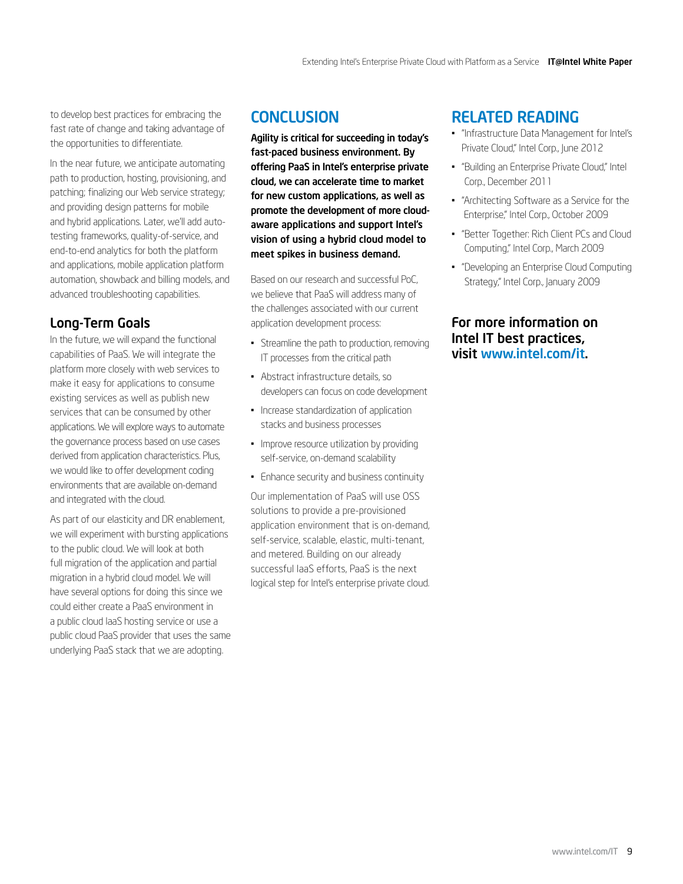to develop best practices for embracing the fast rate of change and taking advantage of the opportunities to differentiate.

In the near future, we anticipate automating path to production, hosting, provisioning, and patching; finalizing our Web service strategy; and providing design patterns for mobile and hybrid applications. Later, we'll add auto-testing frameworks, quality-of-service, and end-to-end analytics for both the platform and applications, mobile application platform automation, showback and billing models, and advanced troubleshooting capabilities.

### Long-Term Goals

In the future, we will expand the functional capabilities of PaaS. We will integrate the platform more closely with web services to make it easy for applications to consume existing services as well as publish new services that can be consumed by other applications. We will explore ways to automate the governance process based on use cases derived from application characteristics. Plus, we would like to offer development coding environments that are available on-demand and integrated with the cloud.

As part of our elasticity and DR enablement, we will experiment with bursting applications to the public cloud. We will look at both full migration of the application and partial migration in a hybrid cloud model. We will have several options for doing this since we could either create a PaaS environment in a public cloud IaaS hosting service or use a public cloud PaaS provider that uses the same underlying PaaS stack that we are adopting.

## CONCLUSION

**Agility is critical for succeeding in today's fast-paced business environment. By offering PaaS in Intel's enterprise private cloud, we can accelerate time to market for new custom applications, as well as promote the development of more cloud-aware applications and support Intel's vision of using a hybrid cloud model to meet spikes in business demand.**

Based on our research and successful PoC, we believe that PaaS will address many of the challenges associated with our current application development process:

- Streamline the path to production, removing IT processes from the critical path
- Abstract infrastructure details, so developers can focus on code development
- Increase standardization of application stacks and business processes
- Improve resource utilization by providing self-service, on-demand scalability
- Enhance security and business continuity

Our implementation of PaaS will use OSS solutions to provide a pre-provisioned application environment that is on-demand, self-service, scalable, elastic, multi-tenant, and metered. Building on our already successful IaaS efforts, PaaS is the next logical step for Intel's enterprise private cloud.

## RELATED READING

- "Infrastructure Data Management for Intel's Private Cloud," Intel Corp., June 2012
- "Building an Enterprise Private Cloud," Intel Corp., December 2011
- "Architecting Software as a Service for the Enterprise," Intel Corp., October 2009
- "Better Together: Rich Client PCs and Cloud Computing," Intel Corp., March 2009
- "Developing an Enterprise Cloud Computing Strategy," Intel Corp., January 2009

**For more information on Intel IT best practices, visit www.intel.com/it.**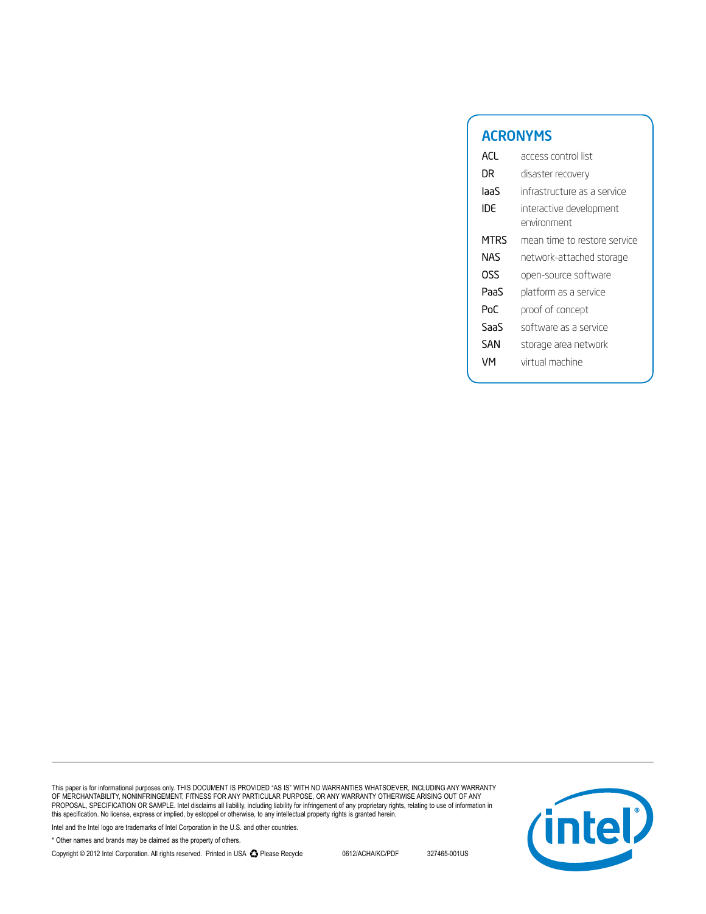## ACRONYMS

| | |
|---|---|
| ACL | access control list |
| DR | disaster recovery |
| IaaS | infrastructure as a service |
| IDE | interactive development environment |
| MTRS | mean time to restore service |
| NAS | network-attached storage |
| OSS | open-source software |
| PaaS | platform as a service |
| PoC | proof of concept |
| SaaS | software as a service |
| SAN | storage area network |
| VM | virtual machine |

This paper is for informational purposes only. THIS DOCUMENT IS PROVIDED "AS IS" WITH NO WARRANTIES WHATSOEVER, INCLUDING ANY WARRANTY OF MERCHANTABILITY, NONINFRINGEMENT, FITNESS FOR ANY PARTICULAR PURPOSE, OR ANY WARRANTY OTHERWISE ARISING OUT OF ANY PROPOSAL, SPECIFICATION OR SAMPLE. Intel disclaims all liability, including liability for infringement of any proprietary rights, relating to use of information in this specification. No license, express or implied, by estoppel or otherwise, to any intellectual property rights is granted herein.

Intel and the Intel logo are trademarks of Intel Corporation in the U.S. and other countries.

* Other names and brands may be claimed as the property of others.

Copyright © 2012 Intel Corporation. All rights reserved. Printed in USA ♻ Please Recycle 0612/ACHA/KC/PDF 327465-001US